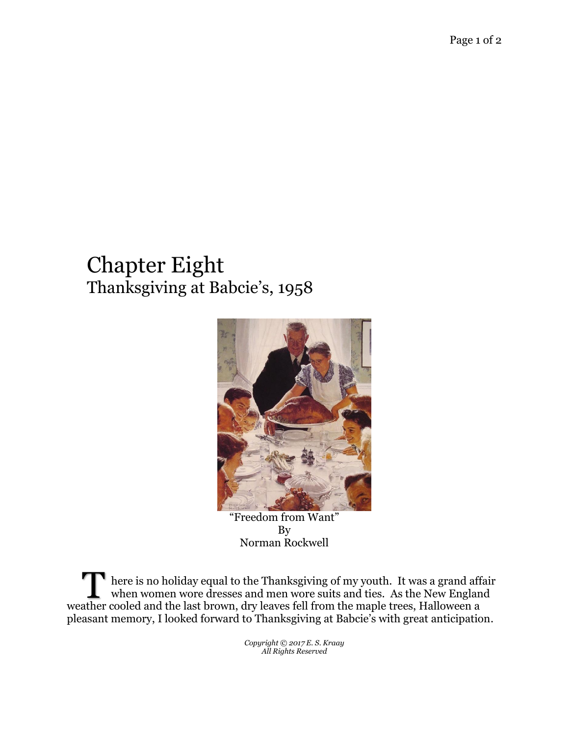# Chapter Eight
## Thanksgiving at Babcie's, 1958

"Freedom from Want"
By
Norman Rockwell

There is no holiday equal to the Thanksgiving of my youth. It was a grand affair when women wore dresses and men wore suits and ties. As the New England weather cooled and the last brown, dry leaves fell from the maple trees, Halloween a pleasant memory, I looked forward to Thanksgiving at Babcie's with great anticipation.

*Copyright © 2017 E. S. Kraay*
*All Rights Reserved*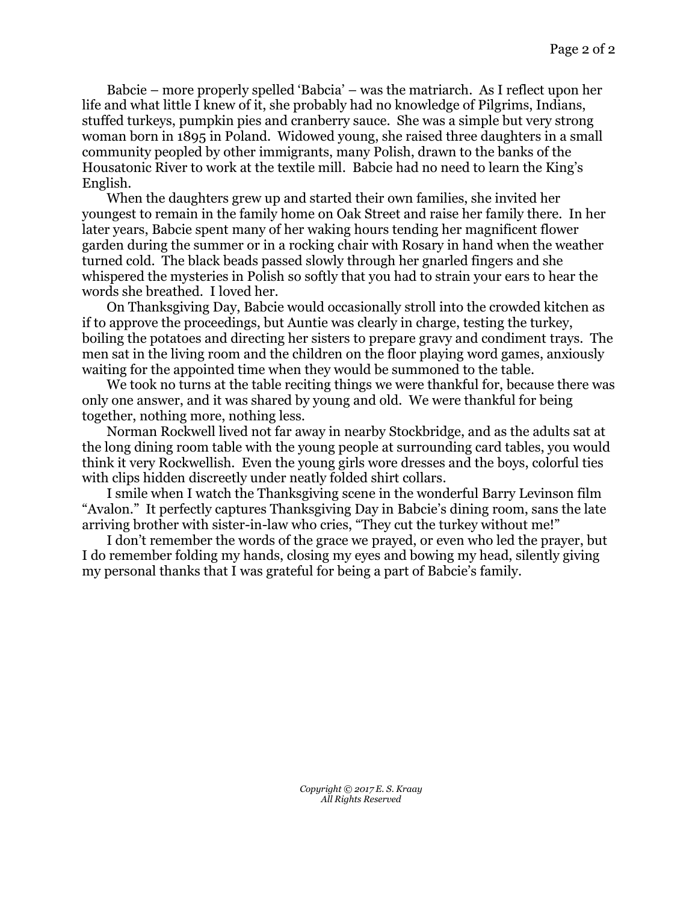Babcie – more properly spelled 'Babcia' – was the matriarch. As I reflect upon her life and what little I knew of it, she probably had no knowledge of Pilgrims, Indians, stuffed turkeys, pumpkin pies and cranberry sauce. She was a simple but very strong woman born in 1895 in Poland. Widowed young, she raised three daughters in a small community peopled by other immigrants, many Polish, drawn to the banks of the Housatonic River to work at the textile mill. Babcie had no need to learn the King's English.

When the daughters grew up and started their own families, she invited her youngest to remain in the family home on Oak Street and raise her family there. In her later years, Babcie spent many of her waking hours tending her magnificent flower garden during the summer or in a rocking chair with Rosary in hand when the weather turned cold. The black beads passed slowly through her gnarled fingers and she whispered the mysteries in Polish so softly that you had to strain your ears to hear the words she breathed. I loved her.

On Thanksgiving Day, Babcie would occasionally stroll into the crowded kitchen as if to approve the proceedings, but Auntie was clearly in charge, testing the turkey, boiling the potatoes and directing her sisters to prepare gravy and condiment trays. The men sat in the living room and the children on the floor playing word games, anxiously waiting for the appointed time when they would be summoned to the table.

We took no turns at the table reciting things we were thankful for, because there was only one answer, and it was shared by young and old. We were thankful for being together, nothing more, nothing less.

Norman Rockwell lived not far away in nearby Stockbridge, and as the adults sat at the long dining room table with the young people at surrounding card tables, you would think it very Rockwellish. Even the young girls wore dresses and the boys, colorful ties with clips hidden discreetly under neatly folded shirt collars.

I smile when I watch the Thanksgiving scene in the wonderful Barry Levinson film "Avalon." It perfectly captures Thanksgiving Day in Babcie's dining room, sans the late arriving brother with sister-in-law who cries, "They cut the turkey without me!"

I don't remember the words of the grace we prayed, or even who led the prayer, but I do remember folding my hands, closing my eyes and bowing my head, silently giving my personal thanks that I was grateful for being a part of Babcie's family.

*Copyright © 2017 E. S. Kraay*
*All Rights Reserved*